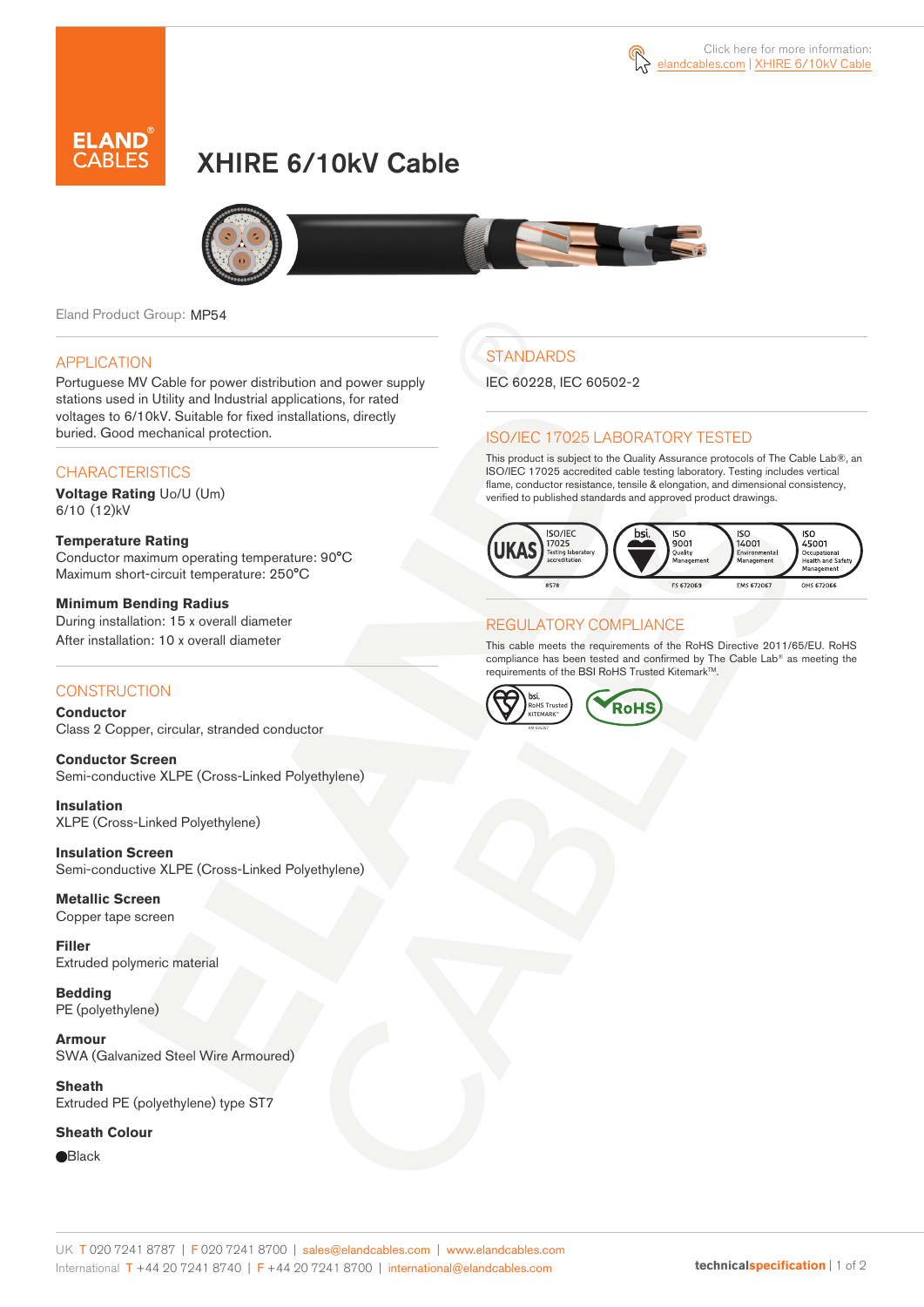Click here for more information: elandcables.com | XHIRE 6/10kV Cable

# XHIRE 6/10kV Cable

Eland Product Group: MP54

## APPLICATION

Portuguese MV Cable for power distribution and power supply stations used in Utility and Industrial applications, for rated voltages to 6/10kV. Suitable for fixed installations, directly buried. Good mechanical protection.

## CHARACTERISTICS

**Voltage Rating** Uo/U (Um)
6/10 (12)kV

**Temperature Rating**
Conductor maximum operating temperature: 90°C
Maximum short-circuit temperature: 250°C

**Minimum Bending Radius**
During installation: 15 x overall diameter
After installation: 10 x overall diameter

## CONSTRUCTION

**Conductor**
Class 2 Copper, circular, stranded conductor

**Conductor Screen**
Semi-conductive XLPE (Cross-Linked Polyethylene)

**Insulation**
XLPE (Cross-Linked Polyethylene)

**Insulation Screen**
Semi-conductive XLPE (Cross-Linked Polyethylene)

**Metallic Screen**
Copper tape screen

**Filler**
Extruded polymeric material

**Bedding**
PE (polyethylene)

**Armour**
SWA (Galvanized Steel Wire Armoured)

**Sheath**
Extruded PE (polyethylene) type ST7

**Sheath Colour**

⬤Black

## STANDARDS

IEC 60228, IEC 60502-2

## ISO/IEC 17025 LABORATORY TESTED

This product is subject to the Quality Assurance protocols of The Cable Lab®, an ISO/IEC 17025 accredited cable testing laboratory. Testing includes vertical flame, conductor resistance, tensile & elongation, and dimensional consistency, verified to published standards and approved product drawings.

UKAS ISO/IEC 17025 Testing laboratory accreditation 8578 | bsi. ISO 9001 Quality Management FS 672069 | ISO 14001 Environmental Management EMS 672067 | ISO 45001 Occupational Health and Safety Management OHS 672066

## REGULATORY COMPLIANCE

This cable meets the requirements of the RoHS Directive 2011/65/EU. RoHS compliance has been tested and confirmed by The Cable Lab® as meeting the requirements of the BSI RoHS Trusted Kitemark™.

bsi. RoHS Trusted KITEMARK™ | RoHS

UK T 020 7241 8787 | F 020 7241 8700 | sales@elandcables.com | www.elandcables.com
International T +44 20 7241 8740 | F +44 20 7241 8700 | international@elandcables.com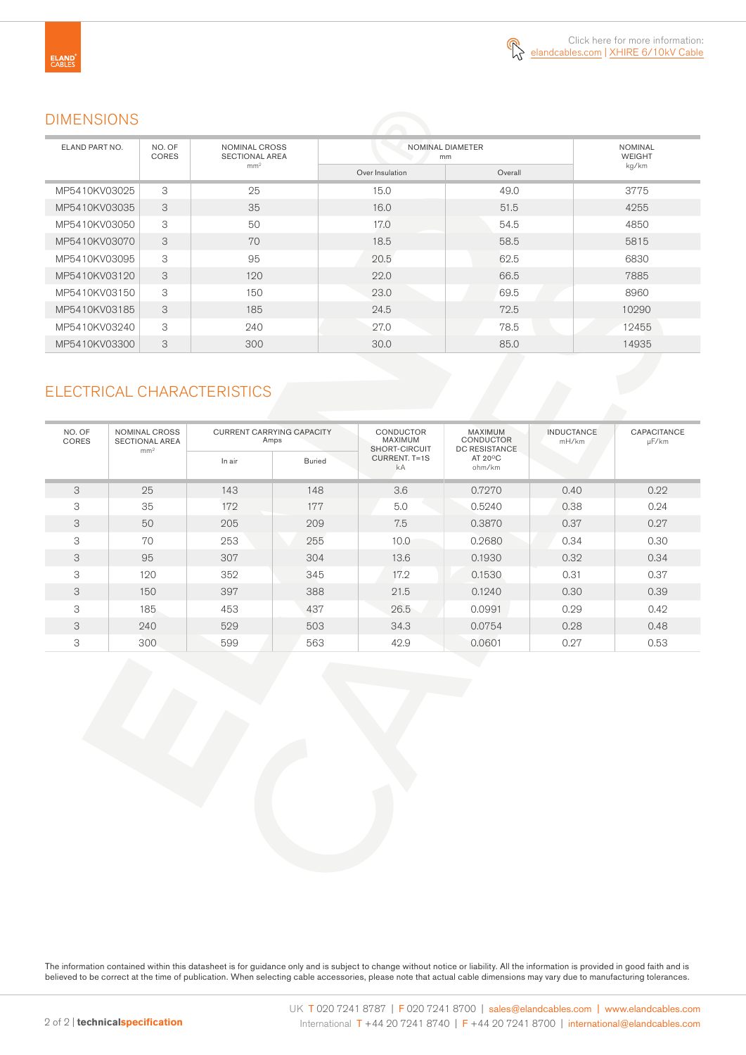Click here for more information: elandcables.com | XHIRE 6/10kV Cable

## DIMENSIONS

| ELAND PART NO. | NO. OF CORES | NOMINAL CROSS SECTIONAL AREA mm² | NOMINAL DIAMETER mm | | NOMINAL WEIGHT kg/km |
|---|---|---|---|---|---|
| | | | Over Insulation | Overall | |
| MP5410KV03025 | 3 | 25 | 15.0 | 49.0 | 3775 |
| MP5410KV03035 | 3 | 35 | 16.0 | 51.5 | 4255 |
| MP5410KV03050 | 3 | 50 | 17.0 | 54.5 | 4850 |
| MP5410KV03070 | 3 | 70 | 18.5 | 58.5 | 5815 |
| MP5410KV03095 | 3 | 95 | 20.5 | 62.5 | 6830 |
| MP5410KV03120 | 3 | 120 | 22.0 | 66.5 | 7885 |
| MP5410KV03150 | 3 | 150 | 23.0 | 69.5 | 8960 |
| MP5410KV03185 | 3 | 185 | 24.5 | 72.5 | 10290 |
| MP5410KV03240 | 3 | 240 | 27.0 | 78.5 | 12455 |
| MP5410KV03300 | 3 | 300 | 30.0 | 85.0 | 14935 |

## ELECTRICAL CHARACTERISTICS

| NO. OF CORES | NOMINAL CROSS SECTIONAL AREA mm² | CURRENT CARRYING CAPACITY Amps | | CONDUCTOR MAXIMUM SHORT-CIRCUIT CURRENT. T=1S kA | MAXIMUM CONDUCTOR DC RESISTANCE AT 20°C ohm/km | INDUCTANCE mH/km | CAPACITANCE µF/km |
|---|---|---|---|---|---|---|---|
| | | In air | Buried | | | | |
| 3 | 25 | 143 | 148 | 3.6 | 0.7270 | 0.40 | 0.22 |
| 3 | 35 | 172 | 177 | 5.0 | 0.5240 | 0.38 | 0.24 |
| 3 | 50 | 205 | 209 | 7.5 | 0.3870 | 0.37 | 0.27 |
| 3 | 70 | 253 | 255 | 10.0 | 0.2680 | 0.34 | 0.30 |
| 3 | 95 | 307 | 304 | 13.6 | 0.1930 | 0.32 | 0.34 |
| 3 | 120 | 352 | 345 | 17.2 | 0.1530 | 0.31 | 0.37 |
| 3 | 150 | 397 | 388 | 21.5 | 0.1240 | 0.30 | 0.39 |
| 3 | 185 | 453 | 437 | 26.5 | 0.0991 | 0.29 | 0.42 |
| 3 | 240 | 529 | 503 | 34.3 | 0.0754 | 0.28 | 0.48 |
| 3 | 300 | 599 | 563 | 42.9 | 0.0601 | 0.27 | 0.53 |

The information contained within this datasheet is for guidance only and is subject to change without notice or liability. All the information is provided in good faith and is believed to be correct at the time of publication. When selecting cable accessories, please note that actual cable dimensions may vary due to manufacturing tolerances.

UK T 020 7241 8787 | F 020 7241 8700 | sales@elandcables.com | www.elandcables.com
International T +44 20 7241 8740 | F +44 20 7241 8700 | international@elandcables.com